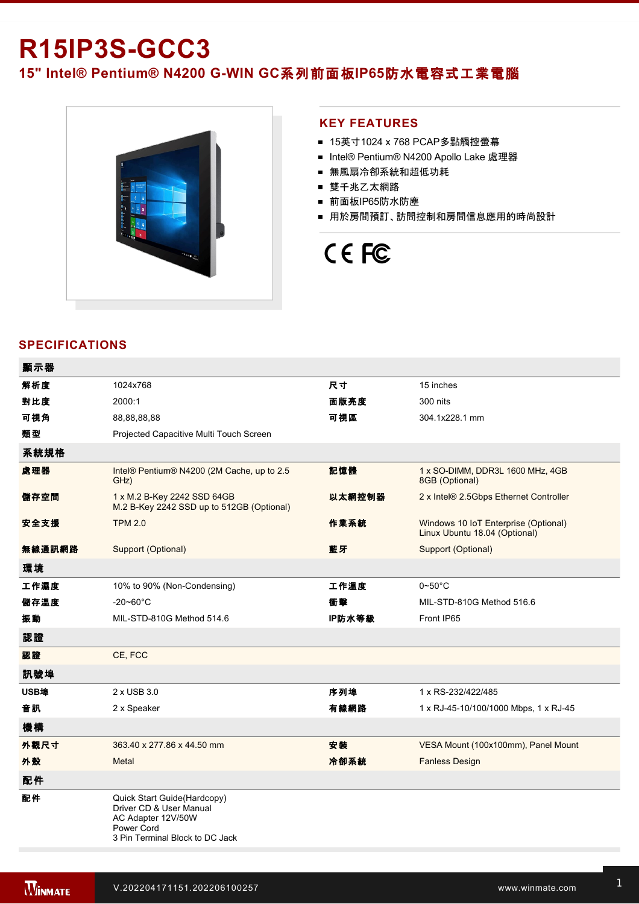# R15IP3S-GCC3

## 15" Intel® Pentium® N4200 G-WIN GC系列前面板IP65防水電容式工業電腦

## KEY FEATURES

- 15英寸1024 x 768 PCAP多點觸控螢幕
- Intel® Pentium® N4200 Apollo Lake 處理器
- 無風扇冷卻系統和超低功耗
- 雙千兆乙太網路
- 前面板IP65防水防塵
- 用於房間預訂、訪問控制和房間信息應用的時尚設計

## SPECIFICATIONS

| 顯示器 | | | |
|---|---|---|---|
| 解析度 | 1024x768 | 尺寸 | 15 inches |
| 對比度 | 2000:1 | 面版亮度 | 300 nits |
| 可視角 | 88,88,88,88 | 可視區 | 304.1x228.1 mm |
| 類型 | Projected Capacitive Multi Touch Screen | | |
| **系統規格** | | | |
| 處理器 | Intel® Pentium® N4200 (2M Cache, up to 2.5 GHz) | 記憶體 | 1 x SO-DIMM, DDR3L 1600 MHz, 4GB<br>8GB (Optional) |
| 儲存空間 | 1 x M.2 B-Key 2242 SSD 64GB<br>M.2 B-Key 2242 SSD up to 512GB (Optional) | 以太網控制器 | 2 x Intel® 2.5Gbps Ethernet Controller |
| 安全支援 | TPM 2.0 | 作業系統 | Windows 10 IoT Enterprise (Optional)<br>Linux Ubuntu 18.04 (Optional) |
| 無線通訊網路 | Support (Optional) | 藍牙 | Support (Optional) |
| **環境** | | | |
| 工作濕度 | 10% to 90% (Non-Condensing) | 工作溫度 | 0~50°C |
| 儲存溫度 | -20~60°C | 衝擊 | MIL-STD-810G Method 516.6 |
| 振動 | MIL-STD-810G Method 514.6 | IP防水等級 | Front IP65 |
| **認證** | | | |
| 認證 | CE, FCC | | |
| **訊號埠** | | | |
| USB埠 | 2 x USB 3.0 | 序列埠 | 1 x RS-232/422/485 |
| 音訊 | 2 x Speaker | 有線網路 | 1 x RJ-45-10/100/1000 Mbps, 1 x RJ-45 |
| **機構** | | | |
| 外觀尺寸 | 363.40 x 277.86 x 44.50 mm | 安裝 | VESA Mount (100x100mm), Panel Mount |
| 外殼 | Metal | 冷卻系統 | Fanless Design |
| **配件** | | | |
| 配件 | Quick Start Guide(Hardcopy)<br>Driver CD & User Manual<br>AC Adapter 12V/50W<br>Power Cord<br>3 Pin Terminal Block to DC Jack | | |

V.202204171151.202206100257

www.winmate.com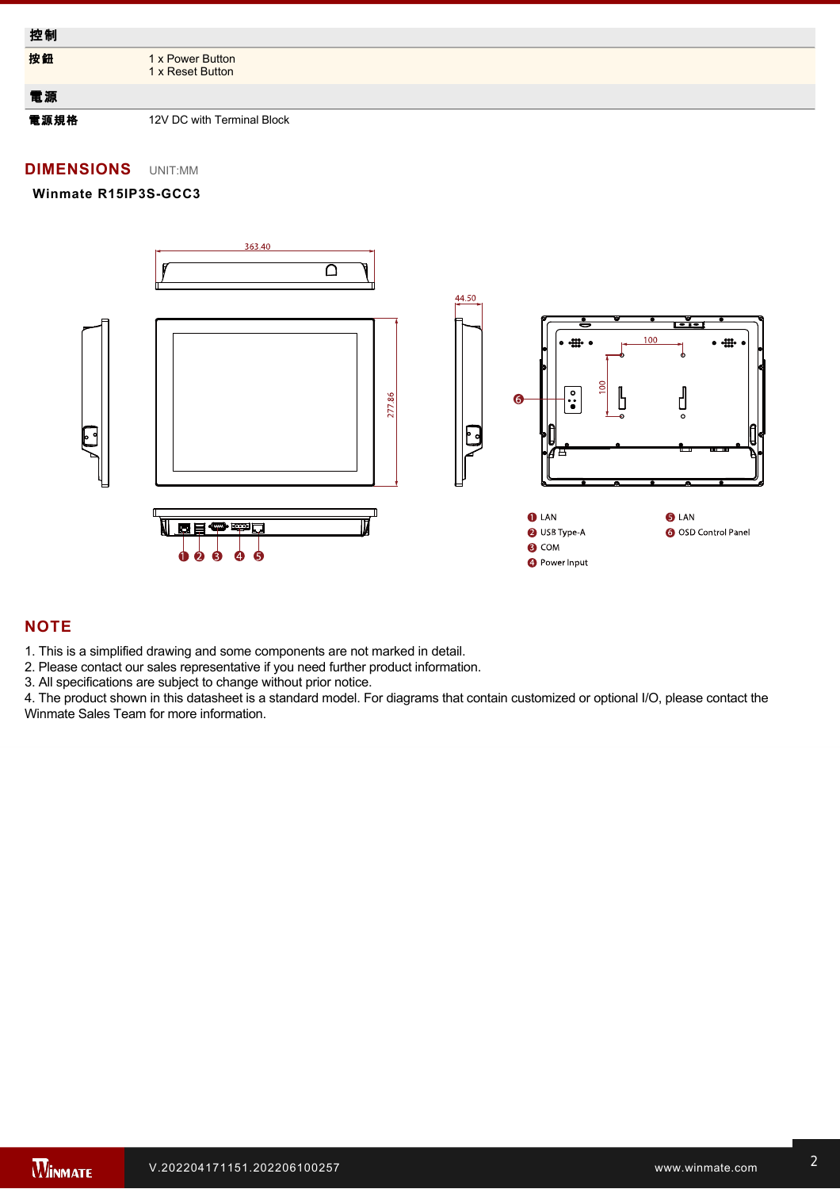| | |
|---|---|
| **控制** | |
| **按鈕** | 1 x Power Button<br>1 x Reset Button |
| **電源** | |
| **電源規格** | 12V DC with Terminal Block |

## DIMENSIONS UNIT:MM

**Winmate R15IP3S-GCC3**

363.40

44.50

277.86

100

100

❶ LAN
❷ USB Type-A
❸ COM
❹ Power Input
❺ LAN
❻ OSD Control Panel

## NOTE

1. This is a simplified drawing and some components are not marked in detail.
2. Please contact our sales representative if you need further product information.
3. All specifications are subject to change without prior notice.
4. The product shown in this datasheet is a standard model. For diagrams that contain customized or optional I/O, please contact the Winmate Sales Team for more information.